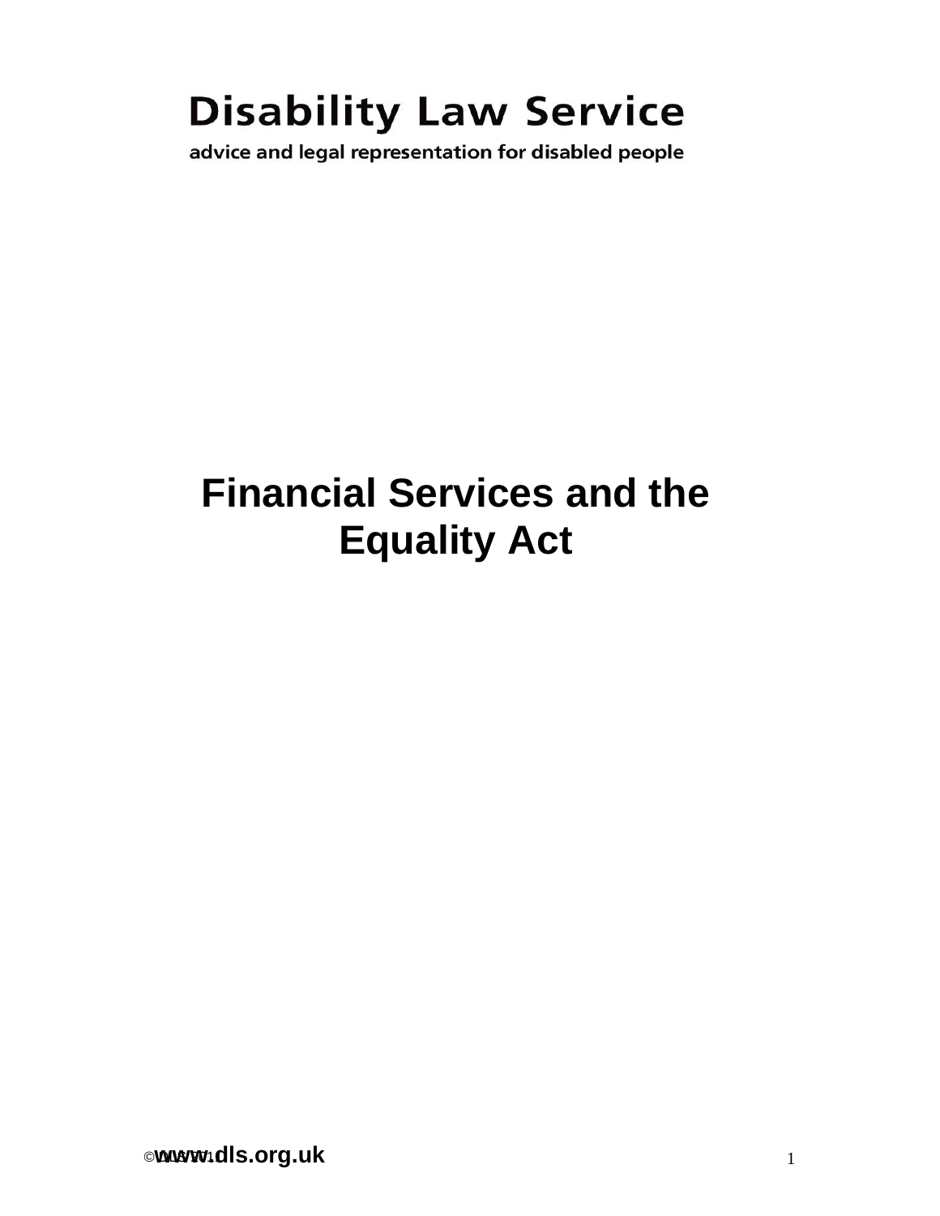# Disability Law Service

advice and legal representation for disabled people

# Financial Services and the Equality Act

www.dls.org.uk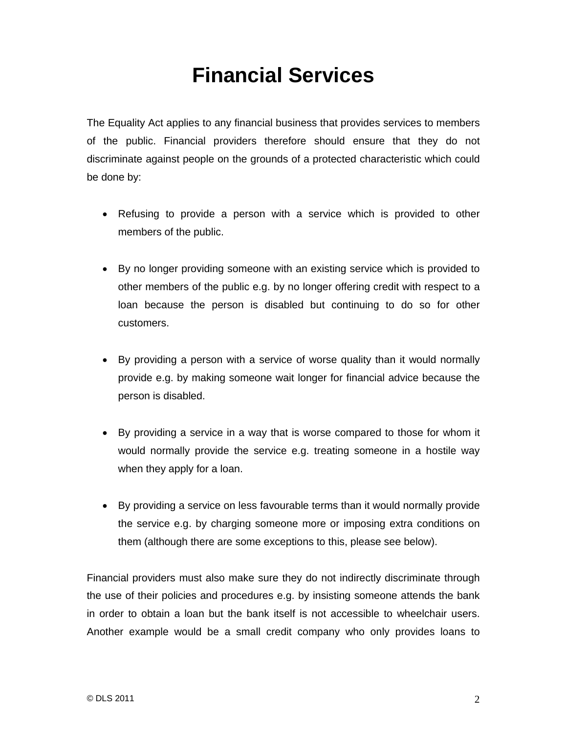# Financial Services

The Equality Act applies to any financial business that provides services to members of the public. Financial providers therefore should ensure that they do not discriminate against people on the grounds of a protected characteristic which could be done by:

- Refusing to provide a person with a service which is provided to other members of the public.

- By no longer providing someone with an existing service which is provided to other members of the public e.g. by no longer offering credit with respect to a loan because the person is disabled but continuing to do so for other customers.

- By providing a person with a service of worse quality than it would normally provide e.g. by making someone wait longer for financial advice because the person is disabled.

- By providing a service in a way that is worse compared to those for whom it would normally provide the service e.g. treating someone in a hostile way when they apply for a loan.

- By providing a service on less favourable terms than it would normally provide the service e.g. by charging someone more or imposing extra conditions on them (although there are some exceptions to this, please see below).

Financial providers must also make sure they do not indirectly discriminate through the use of their policies and procedures e.g. by insisting someone attends the bank in order to obtain a loan but the bank itself is not accessible to wheelchair users. Another example would be a small credit company who only provides loans to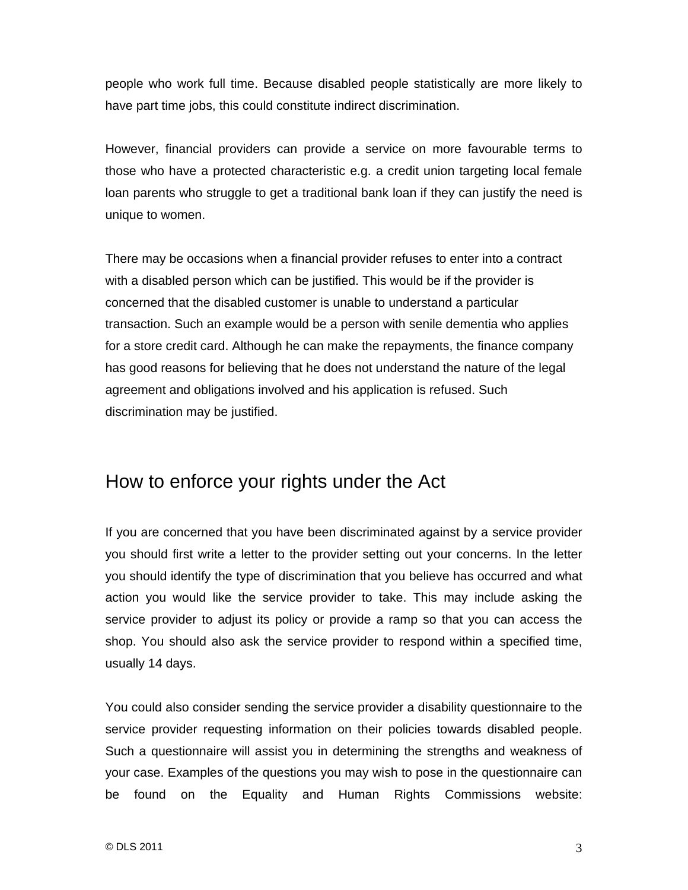people who work full time. Because disabled people statistically are more likely to have part time jobs, this could constitute indirect discrimination.

However, financial providers can provide a service on more favourable terms to those who have a protected characteristic e.g. a credit union targeting local female loan parents who struggle to get a traditional bank loan if they can justify the need is unique to women.

There may be occasions when a financial provider refuses to enter into a contract with a disabled person which can be justified. This would be if the provider is concerned that the disabled customer is unable to understand a particular transaction. Such an example would be a person with senile dementia who applies for a store credit card. Although he can make the repayments, the finance company has good reasons for believing that he does not understand the nature of the legal agreement and obligations involved and his application is refused. Such discrimination may be justified.

## How to enforce your rights under the Act

If you are concerned that you have been discriminated against by a service provider you should first write a letter to the provider setting out your concerns. In the letter you should identify the type of discrimination that you believe has occurred and what action you would like the service provider to take. This may include asking the service provider to adjust its policy or provide a ramp so that you can access the shop. You should also ask the service provider to respond within a specified time, usually 14 days.

You could also consider sending the service provider a disability questionnaire to the service provider requesting information on their policies towards disabled people. Such a questionnaire will assist you in determining the strengths and weakness of your case. Examples of the questions you may wish to pose in the questionnaire can be found on the Equality and Human Rights Commissions website: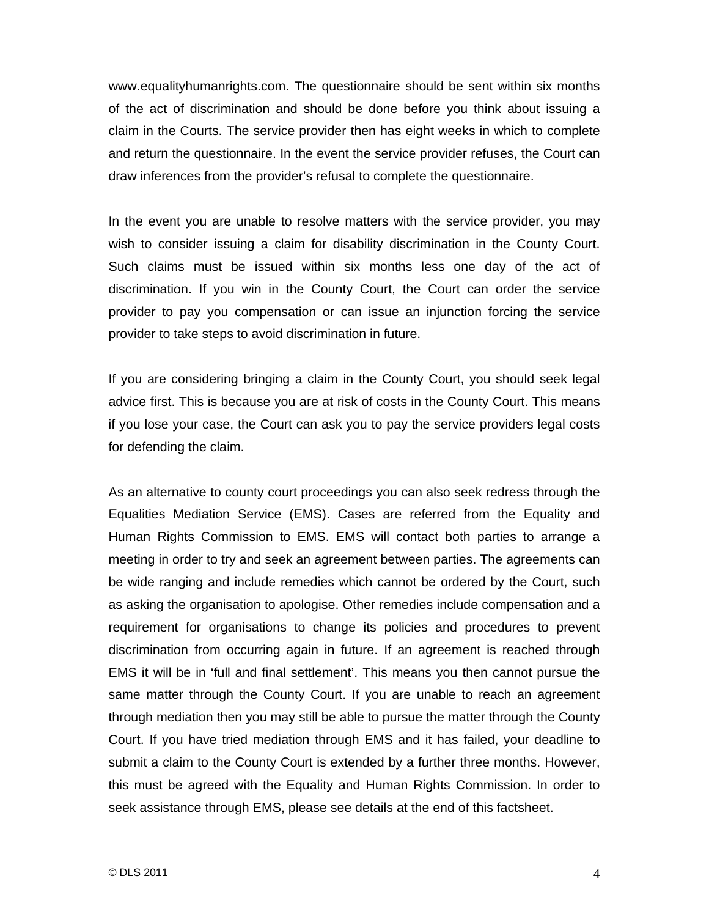www.equalityhumanrights.com. The questionnaire should be sent within six months of the act of discrimination and should be done before you think about issuing a claim in the Courts. The service provider then has eight weeks in which to complete and return the questionnaire. In the event the service provider refuses, the Court can draw inferences from the provider's refusal to complete the questionnaire.

In the event you are unable to resolve matters with the service provider, you may wish to consider issuing a claim for disability discrimination in the County Court. Such claims must be issued within six months less one day of the act of discrimination. If you win in the County Court, the Court can order the service provider to pay you compensation or can issue an injunction forcing the service provider to take steps to avoid discrimination in future.

If you are considering bringing a claim in the County Court, you should seek legal advice first. This is because you are at risk of costs in the County Court. This means if you lose your case, the Court can ask you to pay the service providers legal costs for defending the claim.

As an alternative to county court proceedings you can also seek redress through the Equalities Mediation Service (EMS). Cases are referred from the Equality and Human Rights Commission to EMS. EMS will contact both parties to arrange a meeting in order to try and seek an agreement between parties. The agreements can be wide ranging and include remedies which cannot be ordered by the Court, such as asking the organisation to apologise. Other remedies include compensation and a requirement for organisations to change its policies and procedures to prevent discrimination from occurring again in future. If an agreement is reached through EMS it will be in 'full and final settlement'. This means you then cannot pursue the same matter through the County Court. If you are unable to reach an agreement through mediation then you may still be able to pursue the matter through the County Court. If you have tried mediation through EMS and it has failed, your deadline to submit a claim to the County Court is extended by a further three months. However, this must be agreed with the Equality and Human Rights Commission. In order to seek assistance through EMS, please see details at the end of this factsheet.

© DLS 2011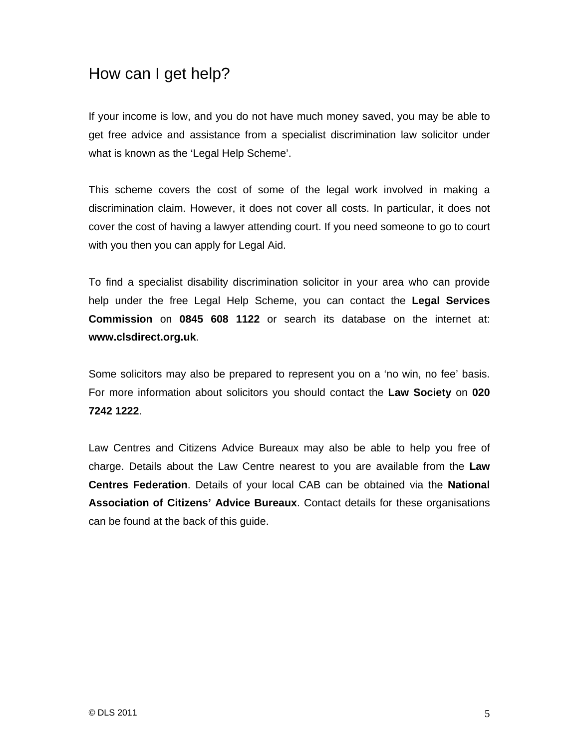## How can I get help?

If your income is low, and you do not have much money saved, you may be able to get free advice and assistance from a specialist discrimination law solicitor under what is known as the 'Legal Help Scheme'.

This scheme covers the cost of some of the legal work involved in making a discrimination claim. However, it does not cover all costs. In particular, it does not cover the cost of having a lawyer attending court. If you need someone to go to court with you then you can apply for Legal Aid.

To find a specialist disability discrimination solicitor in your area who can provide help under the free Legal Help Scheme, you can contact the **Legal Services Commission** on **0845 608 1122** or search its database on the internet at: **www.clsdirect.org.uk**.

Some solicitors may also be prepared to represent you on a 'no win, no fee' basis. For more information about solicitors you should contact the **Law Society** on **020 7242 1222**.

Law Centres and Citizens Advice Bureaux may also be able to help you free of charge. Details about the Law Centre nearest to you are available from the **Law Centres Federation**. Details of your local CAB can be obtained via the **National Association of Citizens' Advice Bureaux**. Contact details for these organisations can be found at the back of this guide.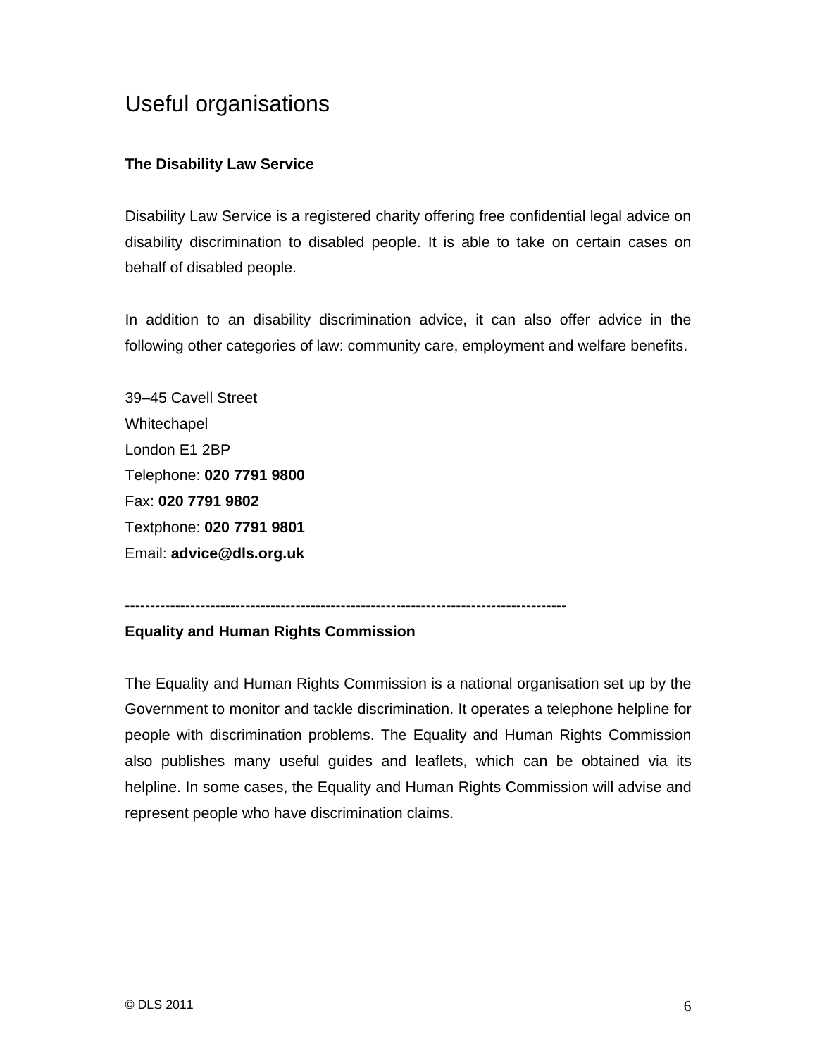# Useful organisations

**The Disability Law Service**

Disability Law Service is a registered charity offering free confidential legal advice on disability discrimination to disabled people. It is able to take on certain cases on behalf of disabled people.

In addition to an disability discrimination advice, it can also offer advice in the following other categories of law: community care, employment and welfare benefits.

39–45 Cavell Street  
Whitechapel  
London E1 2BP  
Telephone: **020 7791 9800**  
Fax: **020 7791 9802**  
Textphone: **020 7791 9801**  
Email: **advice@dls.org.uk**

-------------------------------------------------------------------------------------------

**Equality and Human Rights Commission**

The Equality and Human Rights Commission is a national organisation set up by the Government to monitor and tackle discrimination. It operates a telephone helpline for people with discrimination problems. The Equality and Human Rights Commission also publishes many useful guides and leaflets, which can be obtained via its helpline. In some cases, the Equality and Human Rights Commission will advise and represent people who have discrimination claims.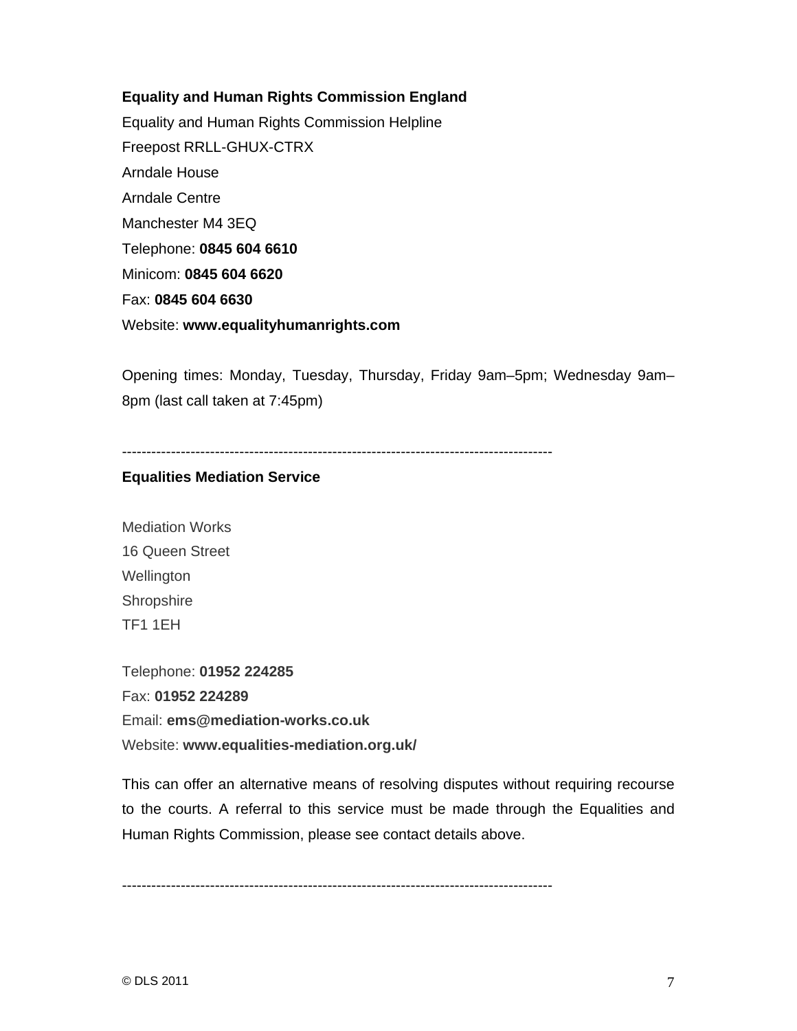**Equality and Human Rights Commission England**

Equality and Human Rights Commission Helpline
Freepost RRLL-GHUX-CTRX
Arndale House
Arndale Centre
Manchester M4 3EQ
Telephone: **0845 604 6610**
Minicom: **0845 604 6620**
Fax: **0845 604 6630**
Website: **www.equalityhumanrights.com**

Opening times: Monday, Tuesday, Thursday, Friday 9am–5pm; Wednesday 9am–8pm (last call taken at 7:45pm)

-----------------------------------------------------------------------------------------

**Equalities Mediation Service**

Mediation Works
16 Queen Street
Wellington
Shropshire
TF1 1EH

Telephone: **01952 224285**
Fax: **01952 224289**
Email: **ems@mediation-works.co.uk**
Website: **www.equalities-mediation.org.uk/**

This can offer an alternative means of resolving disputes without requiring recourse to the courts. A referral to this service must be made through the Equalities and Human Rights Commission, please see contact details above.

-----------------------------------------------------------------------------------------

© DLS 2011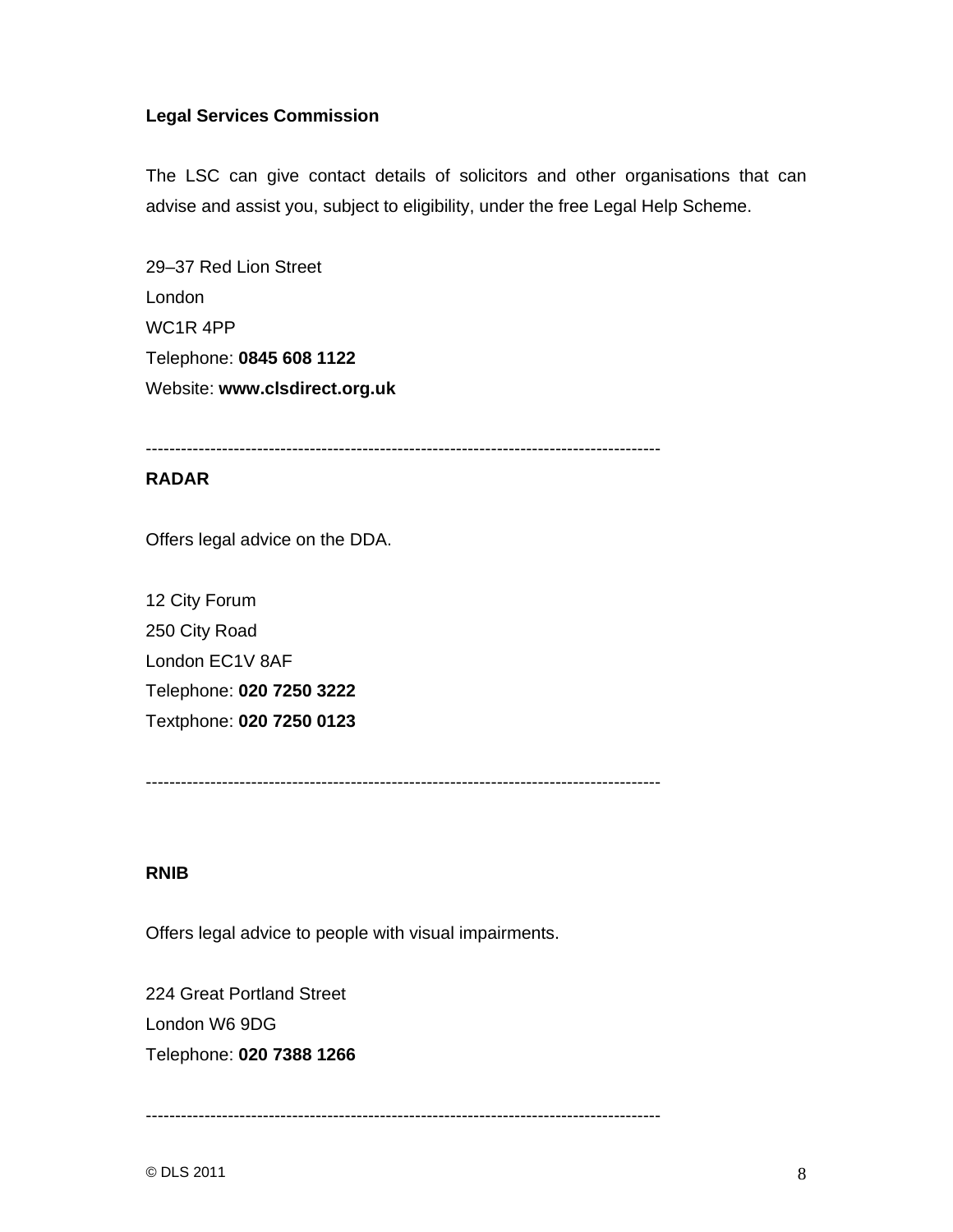**Legal Services Commission**

The LSC can give contact details of solicitors and other organisations that can advise and assist you, subject to eligibility, under the free Legal Help Scheme.

29–37 Red Lion Street
London
WC1R 4PP
Telephone: **0845 608 1122**
Website: **www.clsdirect.org.uk**

---------------------------------------------------------------------------------------

**RADAR**

Offers legal advice on the DDA.

12 City Forum
250 City Road
London EC1V 8AF
Telephone: **020 7250 3222**
Textphone: **020 7250 0123**

---------------------------------------------------------------------------------------

**RNIB**

Offers legal advice to people with visual impairments.

224 Great Portland Street
London W6 9DG
Telephone: **020 7388 1266**

---------------------------------------------------------------------------------------

© DLS 2011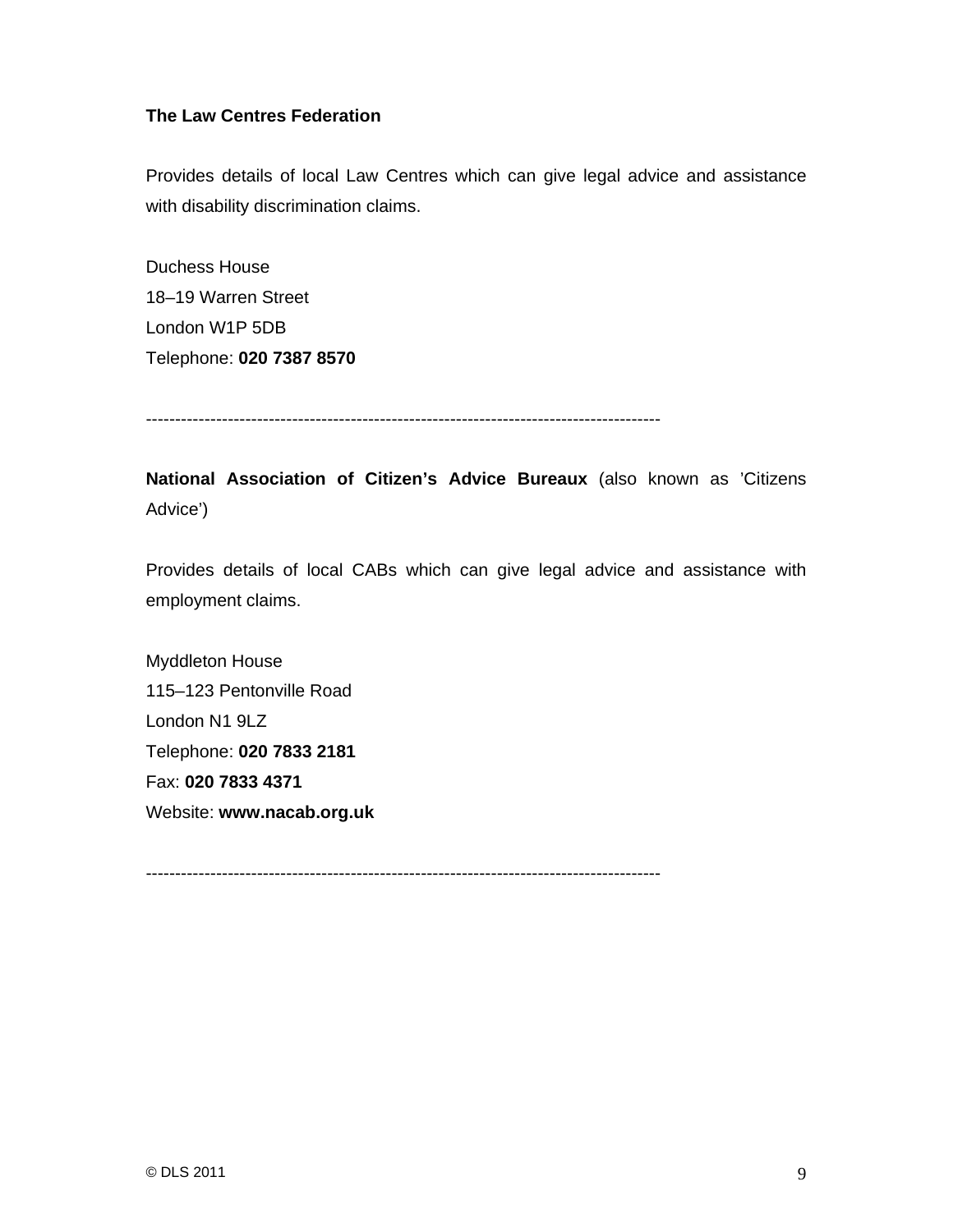**The Law Centres Federation**

Provides details of local Law Centres which can give legal advice and assistance with disability discrimination claims.

Duchess House  
18–19 Warren Street  
London W1P 5DB  
Telephone: **020 7387 8570**

----------------------------------------------------------------------------------------

**National Association of Citizen's Advice Bureaux** (also known as 'Citizens Advice')

Provides details of local CABs which can give legal advice and assistance with employment claims.

Myddleton House  
115–123 Pentonville Road  
London N1 9LZ  
Telephone: **020 7833 2181**  
Fax: **020 7833 4371**  
Website: **www.nacab.org.uk**

----------------------------------------------------------------------------------------

© DLS 2011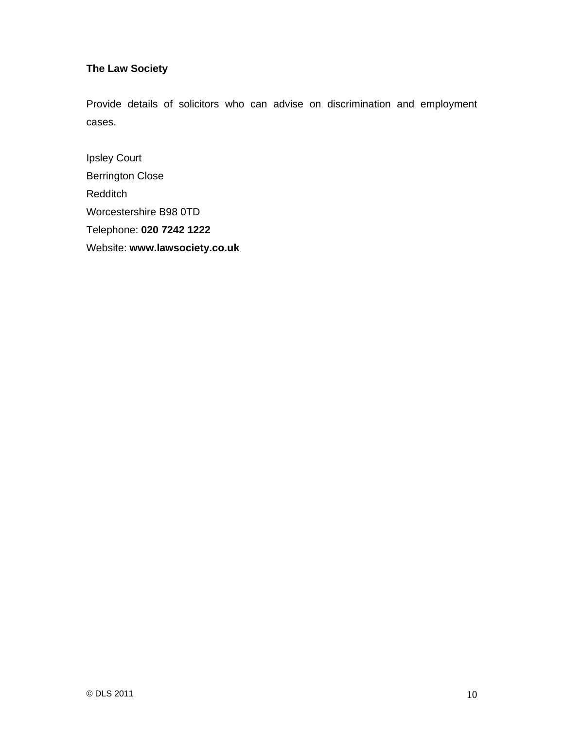**The Law Society**

Provide details of solicitors who can advise on discrimination and employment cases.

Ipsley Court
Berrington Close
Redditch
Worcestershire B98 0TD
Telephone: **020 7242 1222**
Website: **www.lawsociety.co.uk**

© DLS 2011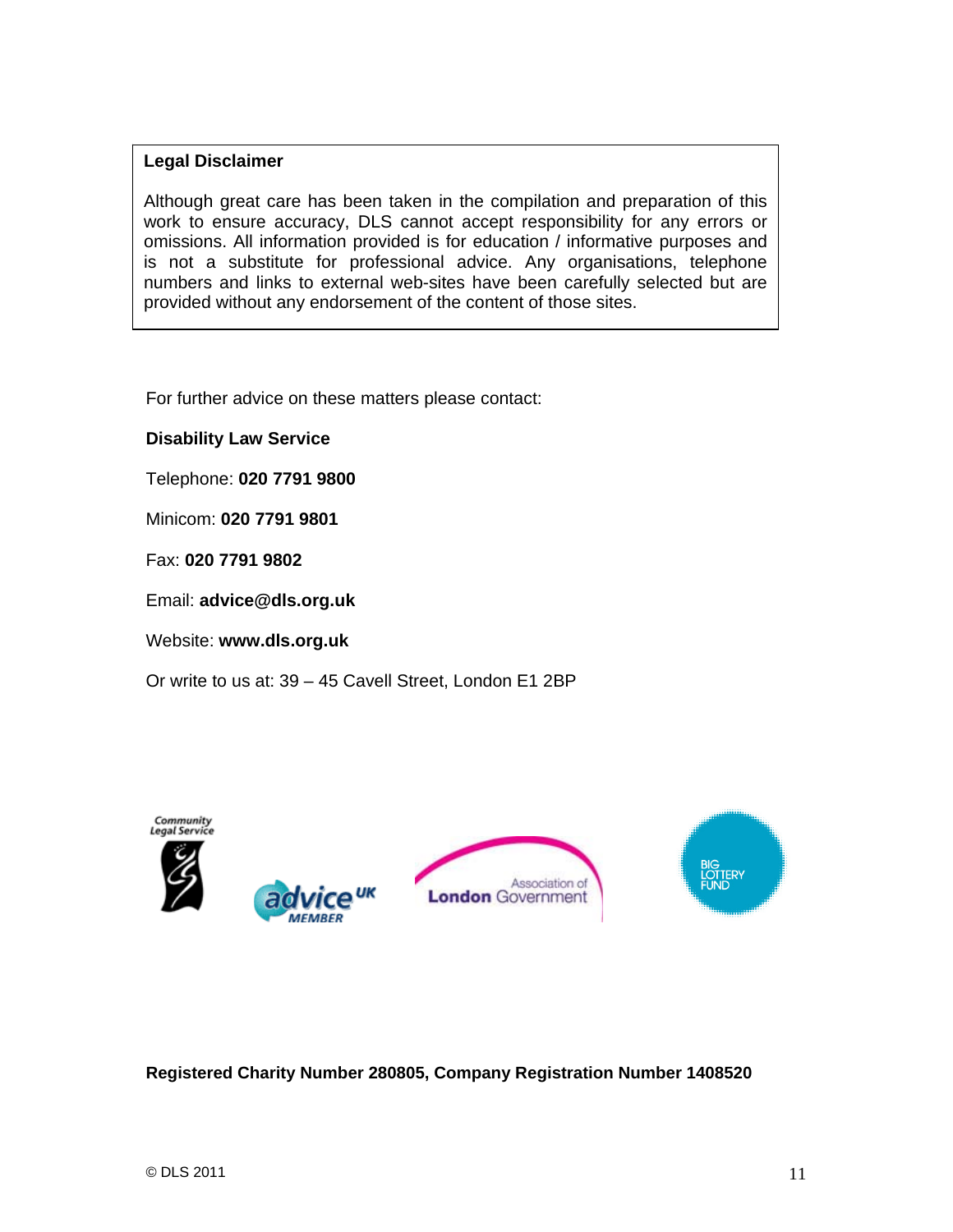**Legal Disclaimer**

Although great care has been taken in the compilation and preparation of this work to ensure accuracy, DLS cannot accept responsibility for any errors or omissions. All information provided is for education / informative purposes and is not a substitute for professional advice. Any organisations, telephone numbers and links to external web-sites have been carefully selected but are provided without any endorsement of the content of those sites.

For further advice on these matters please contact:

**Disability Law Service**

Telephone: **020 7791 9800**

Minicom: **020 7791 9801**

Fax: **020 7791 9802**

Email: **advice@dls.org.uk**

Website: **www.dls.org.uk**

Or write to us at: 39 – 45 Cavell Street, London E1 2BP

**Registered Charity Number 280805, Company Registration Number 1408520**

© DLS 2011